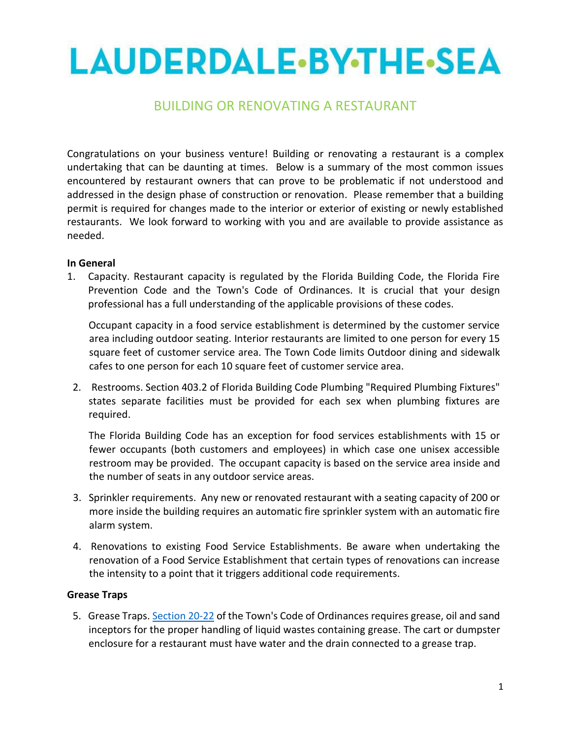# LAUDERDALE•BY•THE•SEA

## BUILDING OR RENOVATING A RESTAURANT

Congratulations on your business venture! Building or renovating a restaurant is a complex undertaking that can be daunting at times. Below is a summary of the most common issues encountered by restaurant owners that can prove to be problematic if not understood and addressed in the design phase of construction or renovation. Please remember that a building permit is required for changes made to the interior or exterior of existing or newly established restaurants. We look forward to working with you and are available to provide assistance as needed.

**In General**

1. Capacity. Restaurant capacity is regulated by the Florida Building Code, the Florida Fire Prevention Code and the Town's Code of Ordinances. It is crucial that your design professional has a full understanding of the applicable provisions of these codes.

   Occupant capacity in a food service establishment is determined by the customer service area including outdoor seating. Interior restaurants are limited to one person for every 15 square feet of customer service area. The Town Code limits Outdoor dining and sidewalk cafes to one person for each 10 square feet of customer service area.

2. Restrooms. Section 403.2 of Florida Building Code Plumbing "Required Plumbing Fixtures" states separate facilities must be provided for each sex when plumbing fixtures are required.

   The Florida Building Code has an exception for food services establishments with 15 or fewer occupants (both customers and employees) in which case one unisex accessible restroom may be provided. The occupant capacity is based on the service area inside and the number of seats in any outdoor service areas.

3. Sprinkler requirements. Any new or renovated restaurant with a seating capacity of 200 or more inside the building requires an automatic fire sprinkler system with an automatic fire alarm system.

4. Renovations to existing Food Service Establishments. Be aware when undertaking the renovation of a Food Service Establishment that certain types of renovations can increase the intensity to a point that it triggers additional code requirements.

**Grease Traps**

5. Grease Traps. Section 20-22 of the Town's Code of Ordinances requires grease, oil and sand inceptors for the proper handling of liquid wastes containing grease. The cart or dumpster enclosure for a restaurant must have water and the drain connected to a grease trap.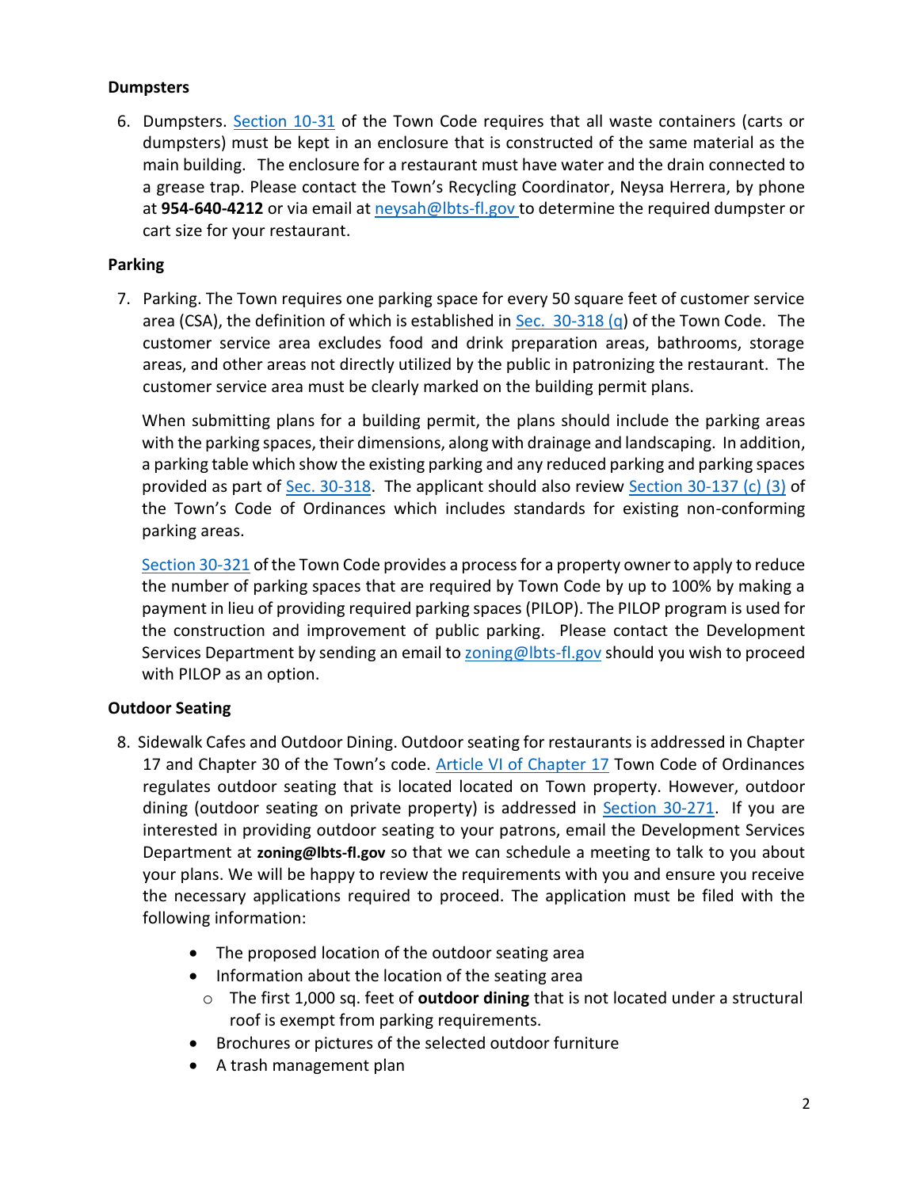### Dumpsters

6. Dumpsters. Section 10-31 of the Town Code requires that all waste containers (carts or dumpsters) must be kept in an enclosure that is constructed of the same material as the main building. The enclosure for a restaurant must have water and the drain connected to a grease trap. Please contact the Town's Recycling Coordinator, Neysa Herrera, by phone at **954-640-4212** or via email at neysah@lbts-fl.gov to determine the required dumpster or cart size for your restaurant.

### Parking

7. Parking. The Town requires one parking space for every 50 square feet of customer service area (CSA), the definition of which is established in Sec. 30-318 (q) of the Town Code. The customer service area excludes food and drink preparation areas, bathrooms, storage areas, and other areas not directly utilized by the public in patronizing the restaurant. The customer service area must be clearly marked on the building permit plans.

   When submitting plans for a building permit, the plans should include the parking areas with the parking spaces, their dimensions, along with drainage and landscaping. In addition, a parking table which show the existing parking and any reduced parking and parking spaces provided as part of Sec. 30-318. The applicant should also review Section 30-137 (c) (3) of the Town's Code of Ordinances which includes standards for existing non-conforming parking areas.

   Section 30-321 of the Town Code provides a process for a property owner to apply to reduce the number of parking spaces that are required by Town Code by up to 100% by making a payment in lieu of providing required parking spaces (PILOP). The PILOP program is used for the construction and improvement of public parking. Please contact the Development Services Department by sending an email to zoning@lbts-fl.gov should you wish to proceed with PILOP as an option.

### Outdoor Seating

8. Sidewalk Cafes and Outdoor Dining. Outdoor seating for restaurants is addressed in Chapter 17 and Chapter 30 of the Town's code. Article VI of Chapter 17 Town Code of Ordinances regulates outdoor seating that is located located on Town property. However, outdoor dining (outdoor seating on private property) is addressed in Section 30-271. If you are interested in providing outdoor seating to your patrons, email the Development Services Department at **zoning@lbts-fl.gov** so that we can schedule a meeting to talk to you about your plans. We will be happy to review the requirements with you and ensure you receive the necessary applications required to proceed. The application must be filed with the following information:

   - The proposed location of the outdoor seating area
   - Information about the location of the seating area
     - The first 1,000 sq. feet of **outdoor dining** that is not located under a structural roof is exempt from parking requirements.
   - Brochures or pictures of the selected outdoor furniture
   - A trash management plan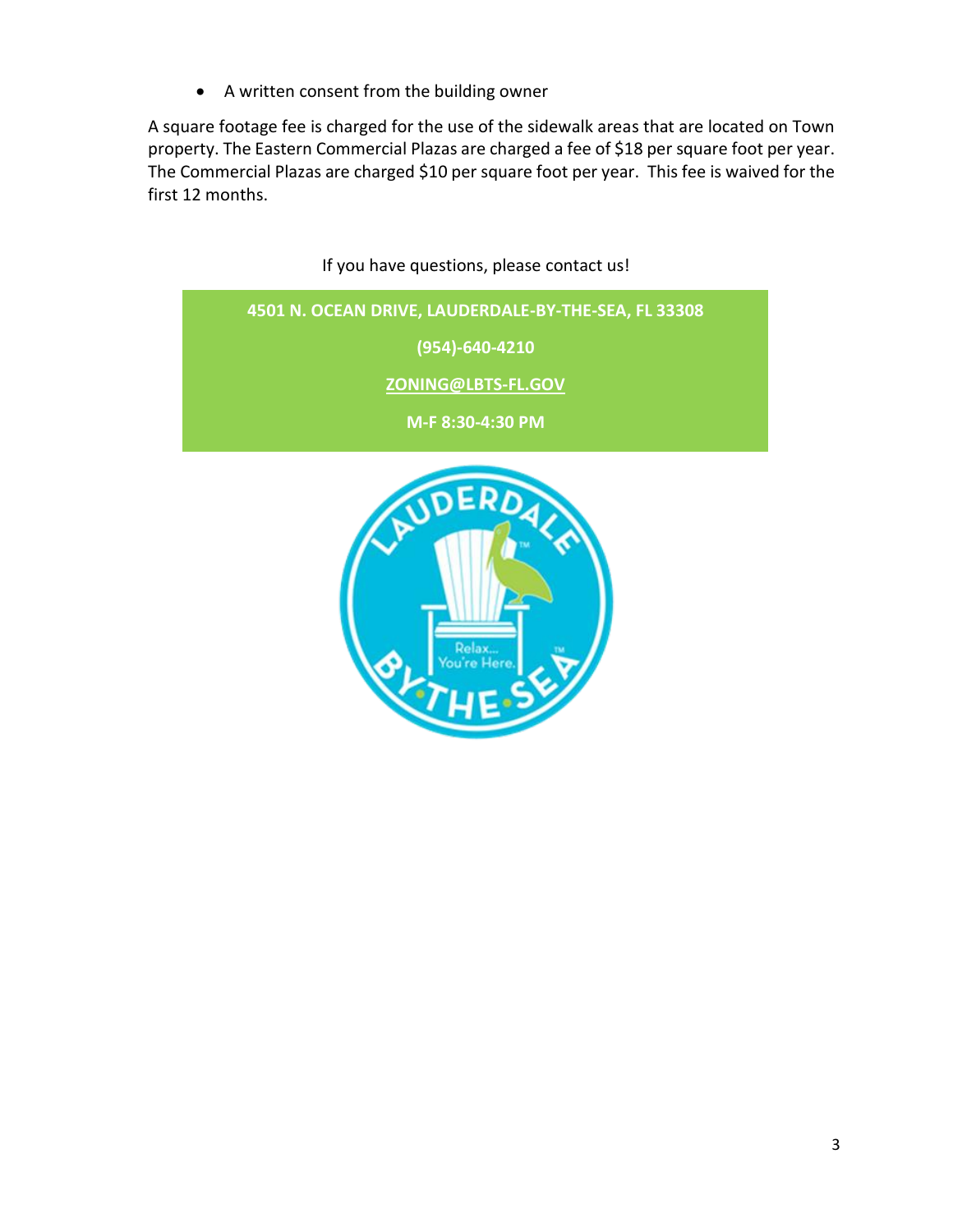- A written consent from the building owner

A square footage fee is charged for the use of the sidewalk areas that are located on Town property. The Eastern Commercial Plazas are charged a fee of $18 per square foot per year. The Commercial Plazas are charged $10 per square foot per year. This fee is waived for the first 12 months.

If you have questions, please contact us!

**4501 N. OCEAN DRIVE, LAUDERDALE-BY-THE-SEA, FL 33308**

**(954)-640-4210**

**ZONING@LBTS-FL.GOV**

**M-F 8:30-4:30 PM**